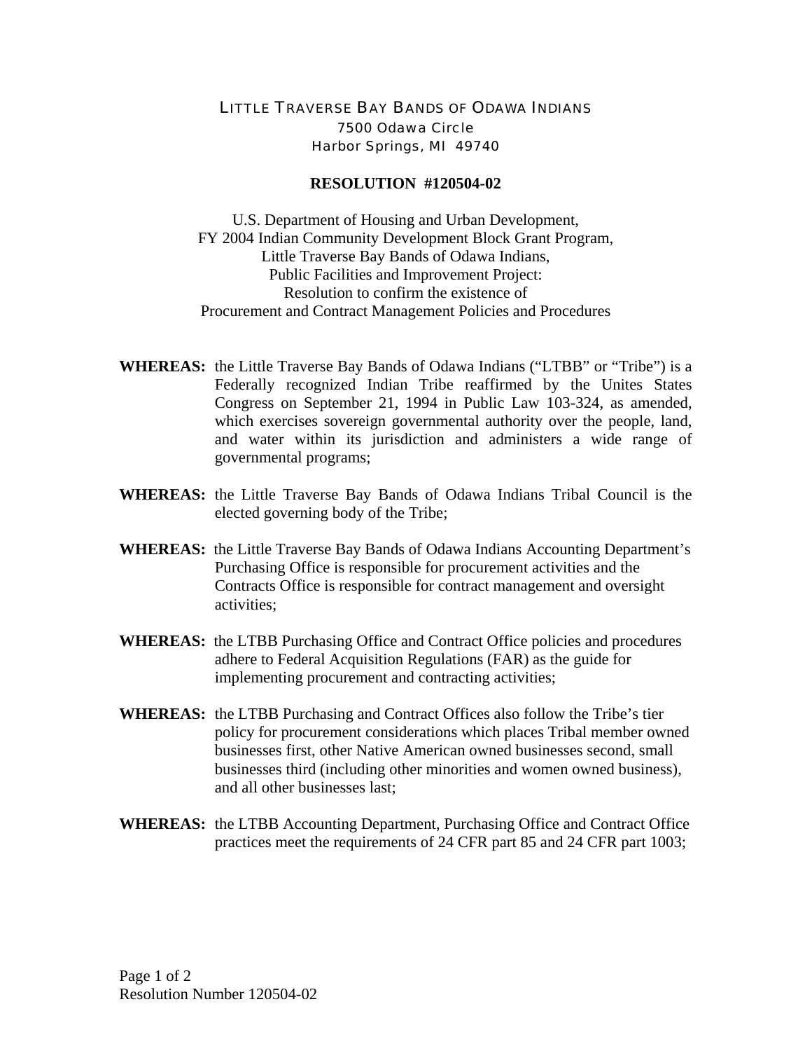LITTLE TRAVERSE BAY BANDS OF ODAWA INDIANS
7500 Odawa Circle
Harbor Springs, MI 49740

**RESOLUTION #120504-02**

U.S. Department of Housing and Urban Development,
FY 2004 Indian Community Development Block Grant Program,
Little Traverse Bay Bands of Odawa Indians,
Public Facilities and Improvement Project:
Resolution to confirm the existence of
Procurement and Contract Management Policies and Procedures

**WHEREAS:** the Little Traverse Bay Bands of Odawa Indians ("LTBB" or "Tribe") is a Federally recognized Indian Tribe reaffirmed by the Unites States Congress on September 21, 1994 in Public Law 103-324, as amended, which exercises sovereign governmental authority over the people, land, and water within its jurisdiction and administers a wide range of governmental programs;

**WHEREAS:** the Little Traverse Bay Bands of Odawa Indians Tribal Council is the elected governing body of the Tribe;

**WHEREAS:** the Little Traverse Bay Bands of Odawa Indians Accounting Department's Purchasing Office is responsible for procurement activities and the Contracts Office is responsible for contract management and oversight activities;

**WHEREAS:** the LTBB Purchasing Office and Contract Office policies and procedures adhere to Federal Acquisition Regulations (FAR) as the guide for implementing procurement and contracting activities;

**WHEREAS:** the LTBB Purchasing and Contract Offices also follow the Tribe's tier policy for procurement considerations which places Tribal member owned businesses first, other Native American owned businesses second, small businesses third (including other minorities and women owned business), and all other businesses last;

**WHEREAS:** the LTBB Accounting Department, Purchasing Office and Contract Office practices meet the requirements of 24 CFR part 85 and 24 CFR part 1003;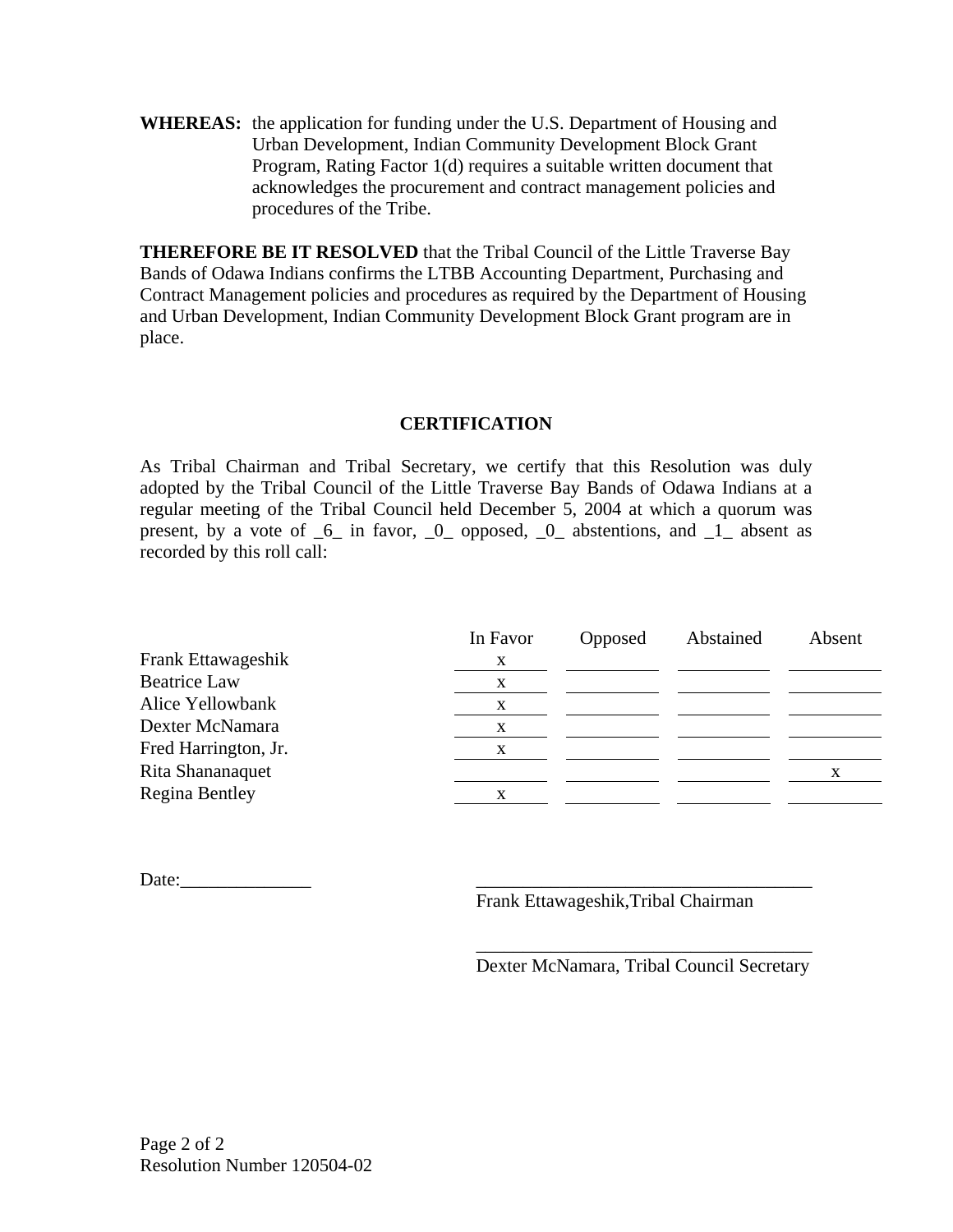**WHEREAS:** the application for funding under the U.S. Department of Housing and Urban Development, Indian Community Development Block Grant Program, Rating Factor 1(d) requires a suitable written document that acknowledges the procurement and contract management policies and procedures of the Tribe.

**THEREFORE BE IT RESOLVED** that the Tribal Council of the Little Traverse Bay Bands of Odawa Indians confirms the LTBB Accounting Department, Purchasing and Contract Management policies and procedures as required by the Department of Housing and Urban Development, Indian Community Development Block Grant program are in place.

## CERTIFICATION

As Tribal Chairman and Tribal Secretary, we certify that this Resolution was duly adopted by the Tribal Council of the Little Traverse Bay Bands of Odawa Indians at a regular meeting of the Tribal Council held December 5, 2004 at which a quorum was present, by a vote of _6_ in favor, _0_ opposed, _0_ abstentions, and _1_ absent as recorded by this roll call:

| | In Favor | Opposed | Abstained | Absent |
|---|---|---|---|---|
| Frank Ettawageshik | x | | | |
| Beatrice Law | x | | | |
| Alice Yellowbank | x | | | |
| Dexter McNamara | x | | | |
| Fred Harrington, Jr. | x | | | |
| Rita Shananaquet | | | | x |
| Regina Bentley | x | | | |

Date:______________

____________________________________
Frank Ettawageshik,Tribal Chairman

____________________________________
Dexter McNamara, Tribal Council Secretary

Resolution Number 120504-02